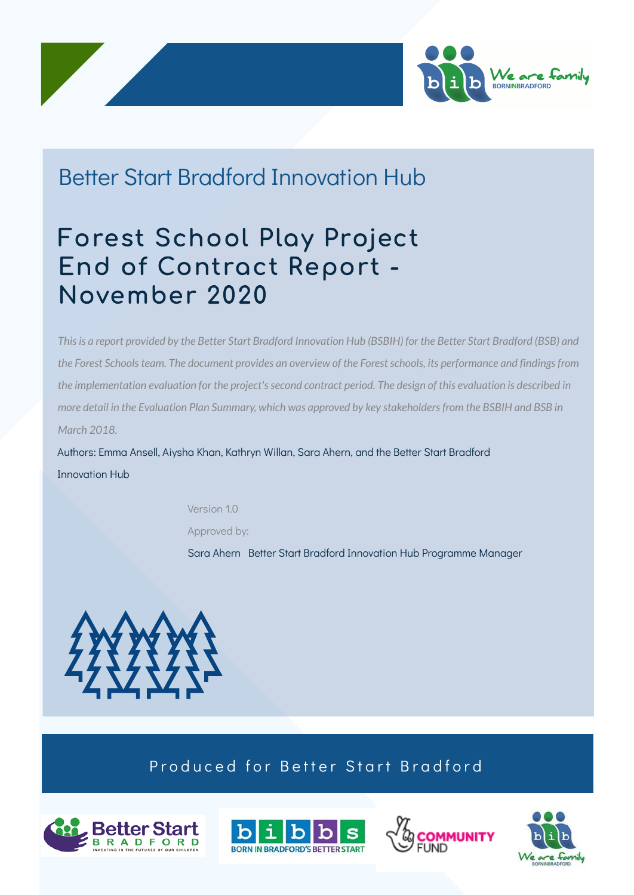Better Start Bradford Innovation Hub

# Forest School Play Project End of Contract Report - November 2020

*This is a report provided by the Better Start Bradford Innovation Hub (BSBIH) for the Better Start Bradford (BSB) and the Forest Schools team. The document provides an overview of the Forest schools, its performance and findings from the implementation evaluation for the project's second contract period. The design of this evaluation is described in more detail in the Evaluation Plan Summary, which was approved by key stakeholders from the BSBIH and BSB in March 2018.*

Authors: Emma Ansell, Aiysha Khan, Kathryn Willan, Sara Ahern, and the Better Start Bradford Innovation Hub

Version 1.0

Approved by:

Sara Ahern Better Start Bradford Innovation Hub Programme Manager

Produced for Better Start Bradford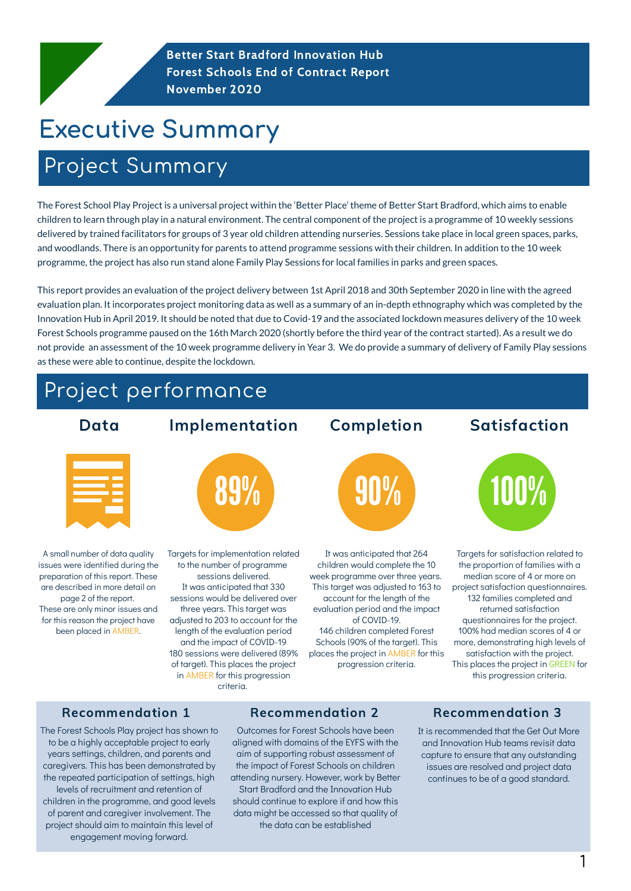**Better Start Bradford Innovation Hub**
**Forest Schools End of Contract Report**
**November 2020**

# Executive Summary

## Project Summary

The Forest School Play Project is a universal project within the 'Better Place' theme of Better Start Bradford, which aims to enable children to learn through play in a natural environment. The central component of the project is a programme of 10 weekly sessions delivered by trained facilitators for groups of 3 year old children attending nurseries. Sessions take place in local green spaces, parks, and woodlands. There is an opportunity for parents to attend programme sessions with their children. In addition to the 10 week programme, the project has also run stand alone Family Play Sessions for local families in parks and green spaces.

This report provides an evaluation of the project delivery between 1st April 2018 and 30th September 2020 in line with the agreed evaluation plan. It incorporates project monitoring data as well as a summary of an in-depth ethnography which was completed by the Innovation Hub in April 2019. It should be noted that due to Covid-19 and the associated lockdown measures delivery of the 10 week Forest Schools programme paused on the 16th March 2020 (shortly before the third year of the contract started). As a result we do not provide an assessment of the 10 week programme delivery in Year 3. We do provide a summary of delivery of Family Play sessions as these were able to continue, despite the lockdown.

## Project performance

### Data

A small number of data quality issues were identified during the preparation of this report. These are described in more detail on page 2 of the report. These are only minor issues and for this reason the project have been placed in AMBER.

### Implementation

**89%**

Targets for implementation related to the number of programme sessions delivered. It was anticipated that 330 sessions would be delivered over three years. This target was adjusted to 203 to account for the length of the evaluation period and the impact of COVID-19 180 sessions were delivered (89% of target). This places the project in AMBER for this progression criteria.

### Completion

**90%**

It was anticipated that 264 children would complete the 10 week programme over three years. This target was adjusted to 163 to account for the length of the evaluation period and the impact of COVID-19. 146 children completed Forest Schools (90% of the target). This places the project in AMBER for this progression criteria.

### Satisfaction

**100%**

Targets for satisfaction related to the proportion of families with a median score of 4 or more on project satisfaction questionnaires. 132 families completed and returned satisfaction questionnaires for the project. 100% had median scores of 4 or more, demonstrating high levels of satisfaction with the project. This places the project in GREEN for this progression criteria.

### Recommendation 1

The Forest Schools Play project has shown to to be a highly acceptable project to early years settings, children, and parents and caregivers. This has been demonstrated by the repeated participation of settings, high levels of recruitment and retention of children in the programme, and good levels of parent and caregiver involvement. The project should aim to maintain this level of engagement moving forward.

### Recommendation 2

Outcomes for Forest Schools have been aligned with domains of the EYFS with the aim of supporting robust assessment of the impact of Forest Schools on children attending nursery. However, work by Better Start Bradford and the Innovation Hub should continue to explore if and how this data might be accessed so that quality of the data can be established

### Recommendation 3

It is recommended that the Get Out More and Innovation Hub teams revisit data capture to ensure that any outstanding issues are resolved and project data continues to be of a good standard.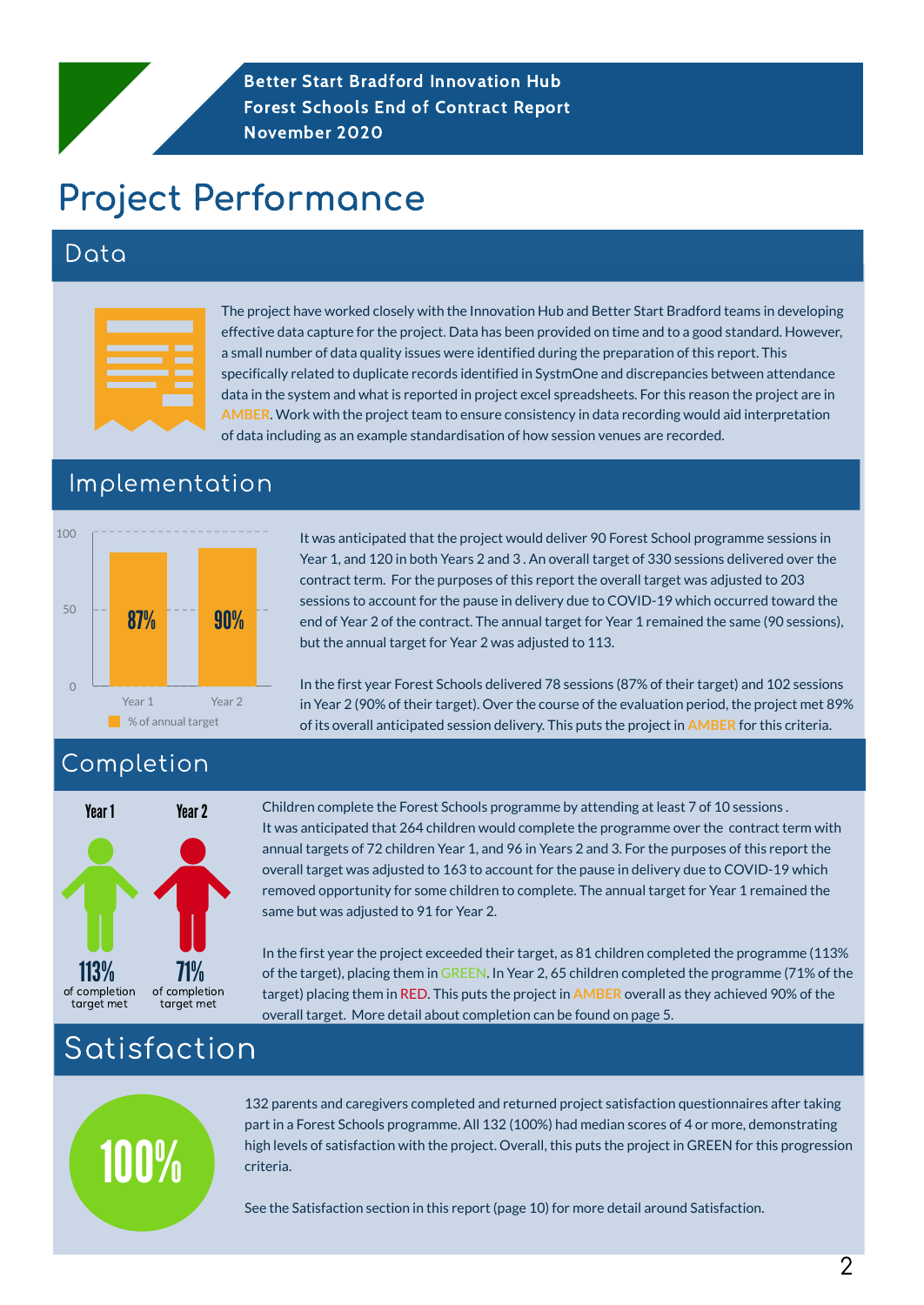Better Start Bradford Innovation Hub
Forest Schools End of Contract Report
November 2020

# Project Performance

## Data

The project have worked closely with the Innovation Hub and Better Start Bradford teams in developing effective data capture for the project. Data has been provided on time and to a good standard. However, a small number of data quality issues were identified during the preparation of this report. This specifically related to duplicate records identified in SystmOne and discrepancies between attendance data in the system and what is reported in project excel spreadsheets. For this reason the project are in AMBER. Work with the project team to ensure consistency in data recording would aid interpretation of data including as an example standardisation of how session venues are recorded.

## Implementation

| | Year 1 | Year 2 |
|---|---|---|
| % of annual target | 87% | 90% |

It was anticipated that the project would deliver 90 Forest School programme sessions in Year 1, and 120 in both Years 2 and 3 . An overall target of 330 sessions delivered over the contract term. For the purposes of this report the overall target was adjusted to 203 sessions to account for the pause in delivery due to COVID-19 which occurred toward the end of Year 2 of the contract. The annual target for Year 1 remained the same (90 sessions), but the annual target for Year 2 was adjusted to 113.

In the first year Forest Schools delivered 78 sessions (87% of their target) and 102 sessions in Year 2 (90% of their target). Over the course of the evaluation period, the project met 89% of its overall anticipated session delivery. This puts the project in AMBER for this criteria.

## Completion

Year 1: 113% of completion target met

Year 2: 71% of completion target met

Children complete the Forest Schools programme by attending at least 7 of 10 sessions . It was anticipated that 264 children would complete the programme over the contract term with annual targets of 72 children Year 1, and 96 in Years 2 and 3. For the purposes of this report the overall target was adjusted to 163 to account for the pause in delivery due to COVID-19 which removed opportunity for some children to complete. The annual target for Year 1 remained the same but was adjusted to 91 for Year 2.

In the first year the project exceeded their target, as 81 children completed the programme (113% of the target), placing them in GREEN. In Year 2, 65 children completed the programme (71% of the target) placing them in RED. This puts the project in AMBER overall as they achieved 90% of the overall target. More detail about completion can be found on page 5.

## Satisfaction

100%

132 parents and caregivers completed and returned project satisfaction questionnaires after taking part in a Forest Schools programme. All 132 (100%) had median scores of 4 or more, demonstrating high levels of satisfaction with the project. Overall, this puts the project in GREEN for this progression criteria.

See the Satisfaction section in this report (page 10) for more detail around Satisfaction.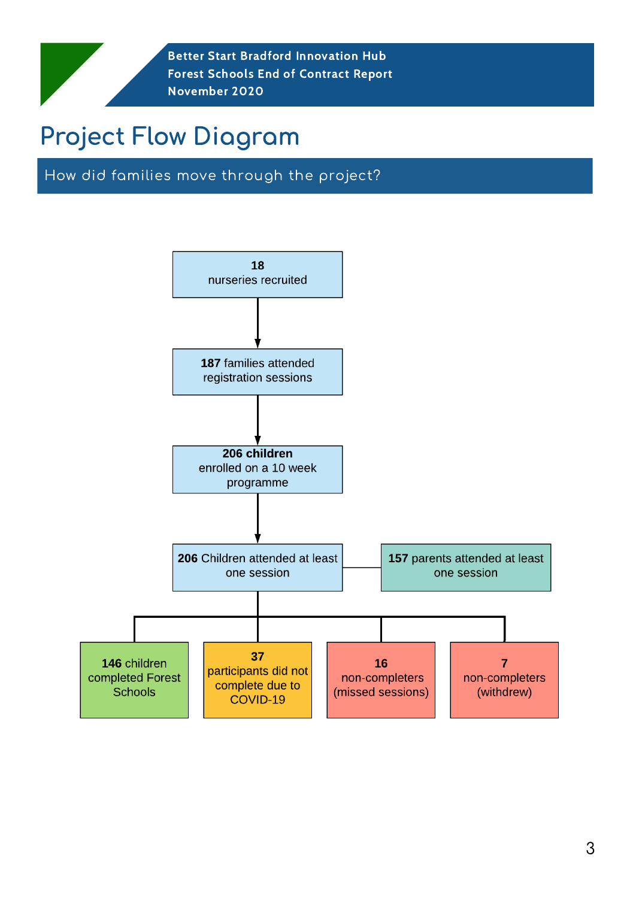# Project Flow Diagram

## How did families move through the project?

**18** nurseries recruited

↓

**187** families attended registration sessions

↓

**206 children** enrolled on a 10 week programme

↓

**206** Children attended at least one session — **157** parents attended at least one session

↓

- **146** children completed Forest Schools
- **37** participants did not complete due to COVID-19
- **16** non-completers (missed sessions)
- **7** non-completers (withdrew)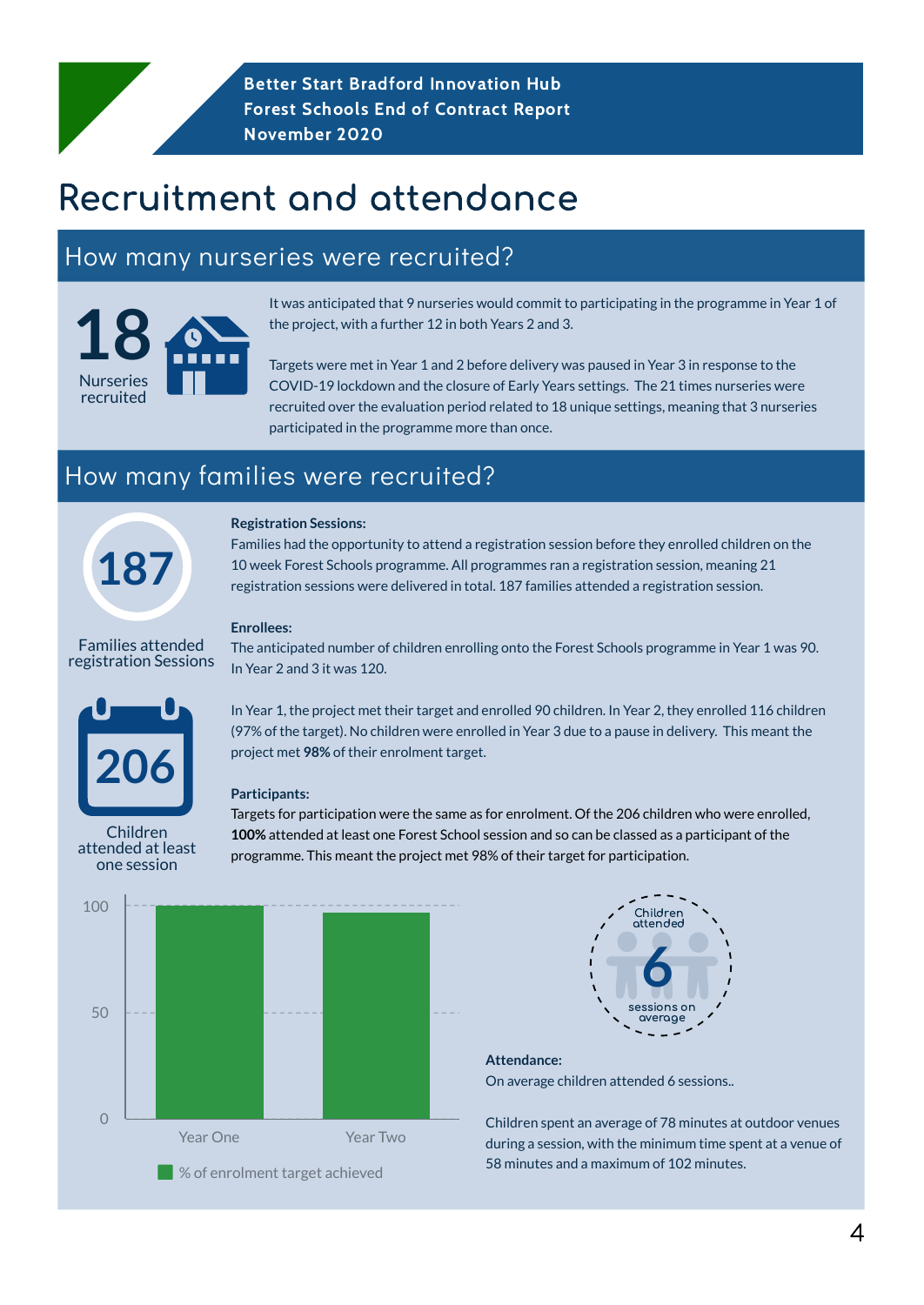# Recruitment and attendance

## How many nurseries were recruited?

**18** Nurseries recruited

It was anticipated that 9 nurseries would commit to participating in the programme in Year 1 of the project, with a further 12 in both Years 2 and 3.

Targets were met in Year 1 and 2 before delivery was paused in Year 3 in response to the COVID-19 lockdown and the closure of Early Years settings. The 21 times nurseries were recruited over the evaluation period related to 18 unique settings, meaning that 3 nurseries participated in the programme more than once.

## How many families were recruited?

**187** Families attended registration Sessions

**Registration Sessions:**
Families had the opportunity to attend a registration session before they enrolled children on the 10 week Forest Schools programme. All programmes ran a registration session, meaning 21 registration sessions were delivered in total. 187 families attended a registration session.

**Enrollees:**
The anticipated number of children enrolling onto the Forest Schools programme in Year 1 was 90. In Year 2 and 3 it was 120.

In Year 1, the project met their target and enrolled 90 children. In Year 2, they enrolled 116 children (97% of the target). No children were enrolled in Year 3 due to a pause in delivery. This meant the project met **98%** of their enrolment target.

**206** Children attended at least one session

**Participants:**
Targets for participation were the same as for enrolment. Of the 206 children who were enrolled, **100%** attended at least one Forest School session and so can be classed as a participant of the programme. This meant the project met 98% of their target for participation.

| | % of enrolment target achieved |
|---|---|
| Year One | 100 |
| Year Two | 97 |

Children attended **6** sessions on average

**Attendance:**
On average children attended 6 sessions..

Children spent an average of 78 minutes at outdoor venues during a session, with the minimum time spent at a venue of 58 minutes and a maximum of 102 minutes.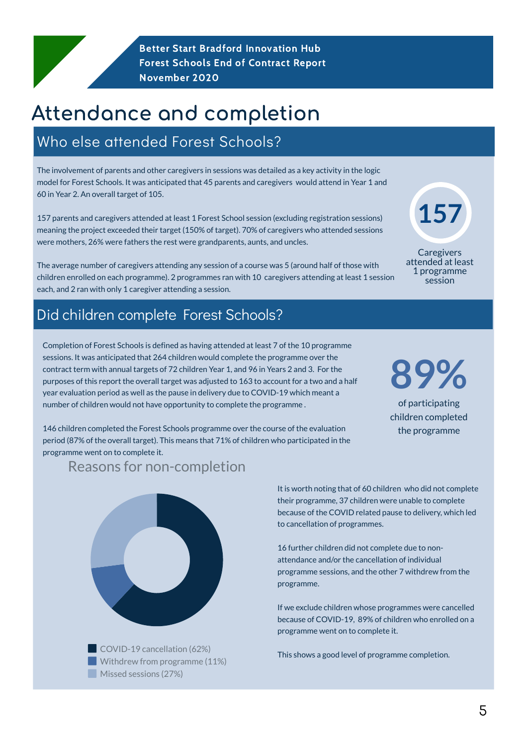# Attendance and completion

## Who else attended Forest Schools?

The involvement of parents and other caregivers in sessions was detailed as a key activity in the logic model for Forest Schools. It was anticipated that 45 parents and caregivers would attend in Year 1 and 60 in Year 2. An overall target of 105.

157 parents and caregivers attended at least 1 Forest School session (excluding registration sessions) meaning the project exceeded their target (150% of target). 70% of caregivers who attended sessions were mothers, 26% were fathers the rest were grandparents, aunts, and uncles.

The average number of caregivers attending any session of a course was 5 (around half of those with children enrolled on each programme). 2 programmes ran with 10 caregivers attending at least 1 session each, and 2 ran with only 1 caregiver attending a session.

**157**

Caregivers attended at least 1 programme session

## Did children complete Forest Schools?

Completion of Forest Schools is defined as having attended at least 7 of the 10 programme sessions. It was anticipated that 264 children would complete the programme over the contract term with annual targets of 72 children Year 1, and 96 in Years 2 and 3. For the purposes of this report the overall target was adjusted to 163 to account for a two and a half year evaluation period as well as the pause in delivery due to COVID-19 which meant a number of children would not have opportunity to complete the programme .

146 children completed the Forest Schools programme over the course of the evaluation period (87% of the overall target). This means that 71% of children who participated in the programme went on to complete it.

**89%**

of participating children completed the programme

### Reasons for non-completion

- COVID-19 cancellation (62%)
- Withdrew from programme (11%)
- Missed sessions (27%)

It is worth noting that of 60 children who did not complete their programme, 37 children were unable to complete because of the COVID related pause to delivery, which led to cancellation of programmes.

16 further children did not complete due to non-attendance and/or the cancellation of individual programme sessions, and the other 7 withdrew from the programme.

If we exclude children whose programmes were cancelled because of COVID-19, 89% of children who enrolled on a programme went on to complete it.

This shows a good level of programme completion.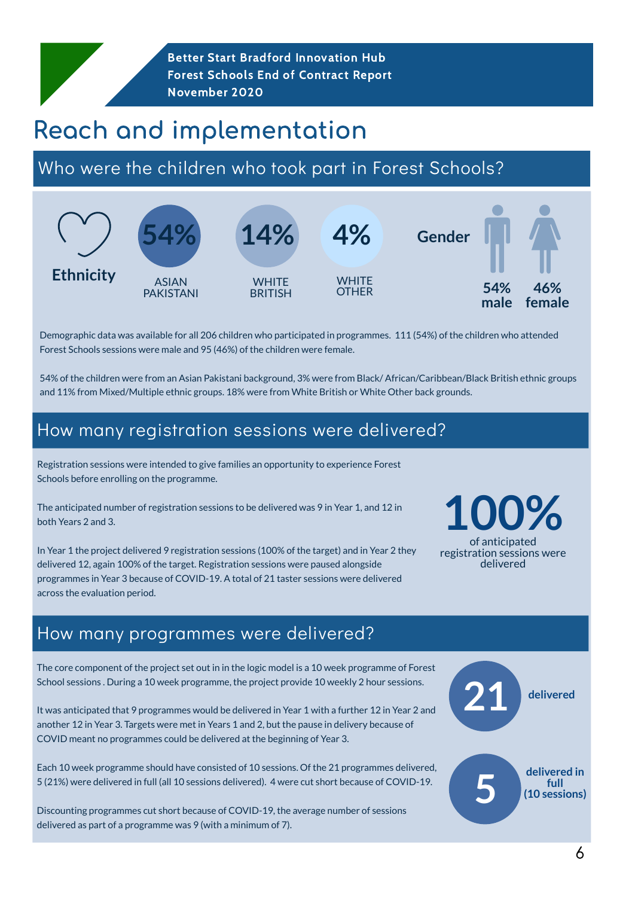# Reach and implementation

## Who were the children who took part in Forest Schools?

**Ethnicity**

- 54% ASIAN PAKISTANI
- 14% WHITE BRITISH
- 4% WHITE OTHER

**Gender**

- 54% male
- 46% female

Demographic data was available for all 206 children who participated in programmes. 111 (54%) of the children who attended Forest Schools sessions were male and 95 (46%) of the children were female.

54% of the children were from an Asian Pakistani background, 3% were from Black/ African/Caribbean/Black British ethnic groups and 11% from Mixed/Multiple ethnic groups. 18% were from White British or White Other back grounds.

## How many registration sessions were delivered?

Registration sessions were intended to give families an opportunity to experience Forest Schools before enrolling on the programme.

The anticipated number of registration sessions to be delivered was 9 in Year 1, and 12 in both Years 2 and 3.

In Year 1 the project delivered 9 registration sessions (100% of the target) and in Year 2 they delivered 12, again 100% of the target. Registration sessions were paused alongside programmes in Year 3 because of COVID-19. A total of 21 taster sessions were delivered across the evaluation period.

**100%** of anticipated registration sessions were delivered

## How many programmes were delivered?

The core component of the project set out in in the logic model is a 10 week programme of Forest School sessions . During a 10 week programme, the project provide 10 weekly 2 hour sessions.

It was anticipated that 9 programmes would be delivered in Year 1 with a further 12 in Year 2 and another 12 in Year 3. Targets were met in Years 1 and 2, but the pause in delivery because of COVID meant no programmes could be delivered at the beginning of Year 3.

Each 10 week programme should have consisted of 10 sessions. Of the 21 programmes delivered, 5 (21%) were delivered in full (all 10 sessions delivered). 4 were cut short because of COVID-19.

Discounting programmes cut short because of COVID-19, the average number of sessions delivered as part of a programme was 9 (with a minimum of 7).

**21** delivered

**5** delivered in full (10 sessions)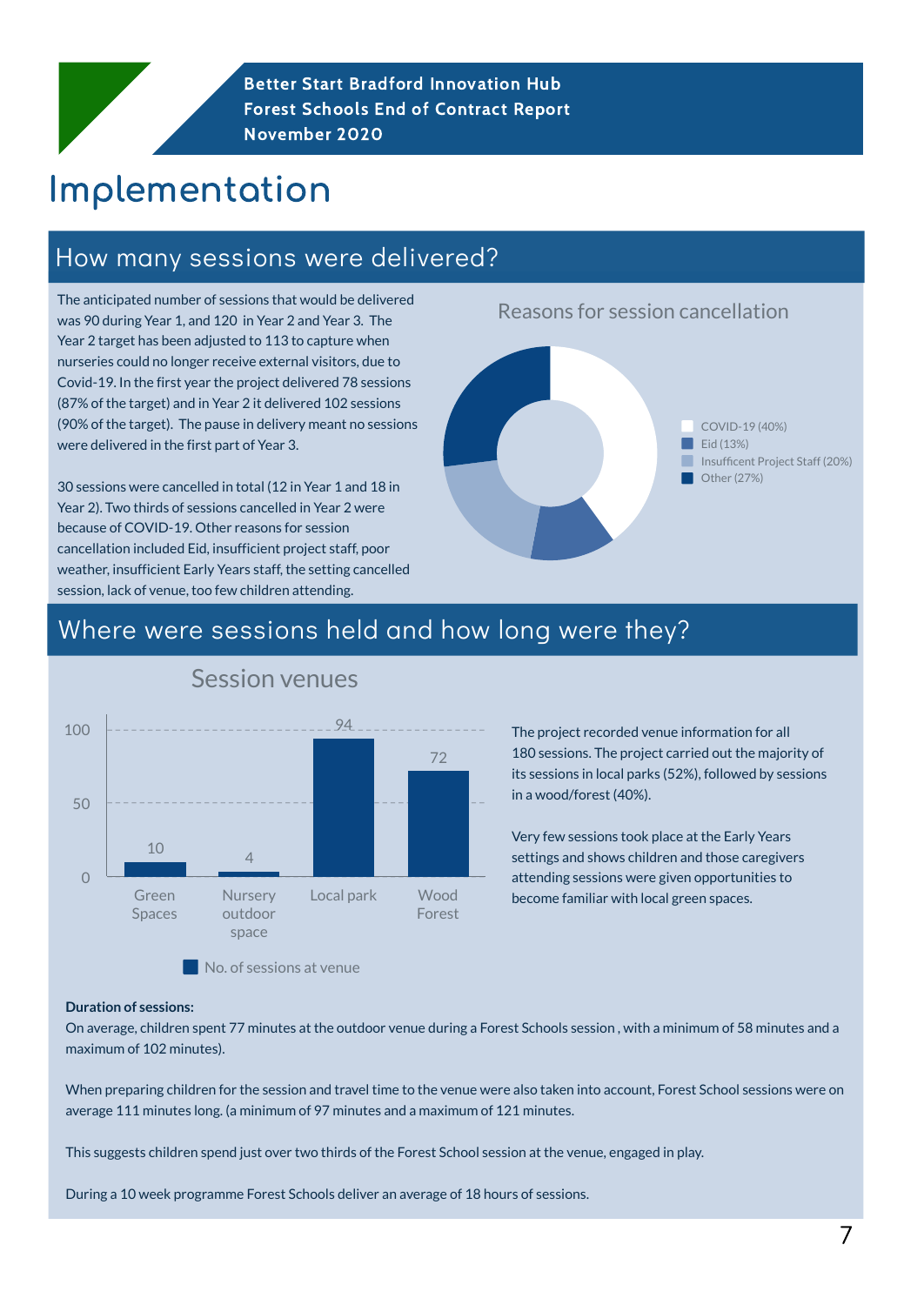# Implementation

## How many sessions were delivered?

The anticipated number of sessions that would be delivered was 90 during Year 1, and 120 in Year 2 and Year 3. The Year 2 target has been adjusted to 113 to capture when nurseries could no longer receive external visitors, due to Covid-19. In the first year the project delivered 78 sessions (87% of the target) and in Year 2 it delivered 102 sessions (90% of the target). The pause in delivery meant no sessions were delivered in the first part of Year 3.

30 sessions were cancelled in total (12 in Year 1 and 18 in Year 2). Two thirds of sessions cancelled in Year 2 were because of COVID-19. Other reasons for session cancellation included Eid, insufficient project staff, poor weather, insufficient Early Years staff, the setting cancelled session, lack of venue, too few children attending.

**Reasons for session cancellation**

| Reason | Percentage |
| --- | --- |
| COVID-19 | 40% |
| Eid | 13% |
| Insufficent Project Staff | 20% |
| Other | 27% |

## Where were sessions held and how long were they?

**Session venues**

| Venue | No. of sessions at venue |
| --- | --- |
| Green Spaces | 10 |
| Nursery outdoor space | 4 |
| Local park | 94 |
| Wood Forest | 72 |

The project recorded venue information for all 180 sessions. The project carried out the majority of its sessions in local parks (52%), followed by sessions in a wood/forest (40%).

Very few sessions took place at the Early Years settings and shows children and those caregivers attending sessions were given opportunities to become familiar with local green spaces.

**Duration of sessions:**

On average, children spent 77 minutes at the outdoor venue during a Forest Schools session , with a minimum of 58 minutes and a maximum of 102 minutes).

When preparing children for the session and travel time to the venue were also taken into account, Forest School sessions were on average 111 minutes long. (a minimum of 97 minutes and a maximum of 121 minutes.

This suggests children spend just over two thirds of the Forest School session at the venue, engaged in play.

During a 10 week programme Forest Schools deliver an average of 18 hours of sessions.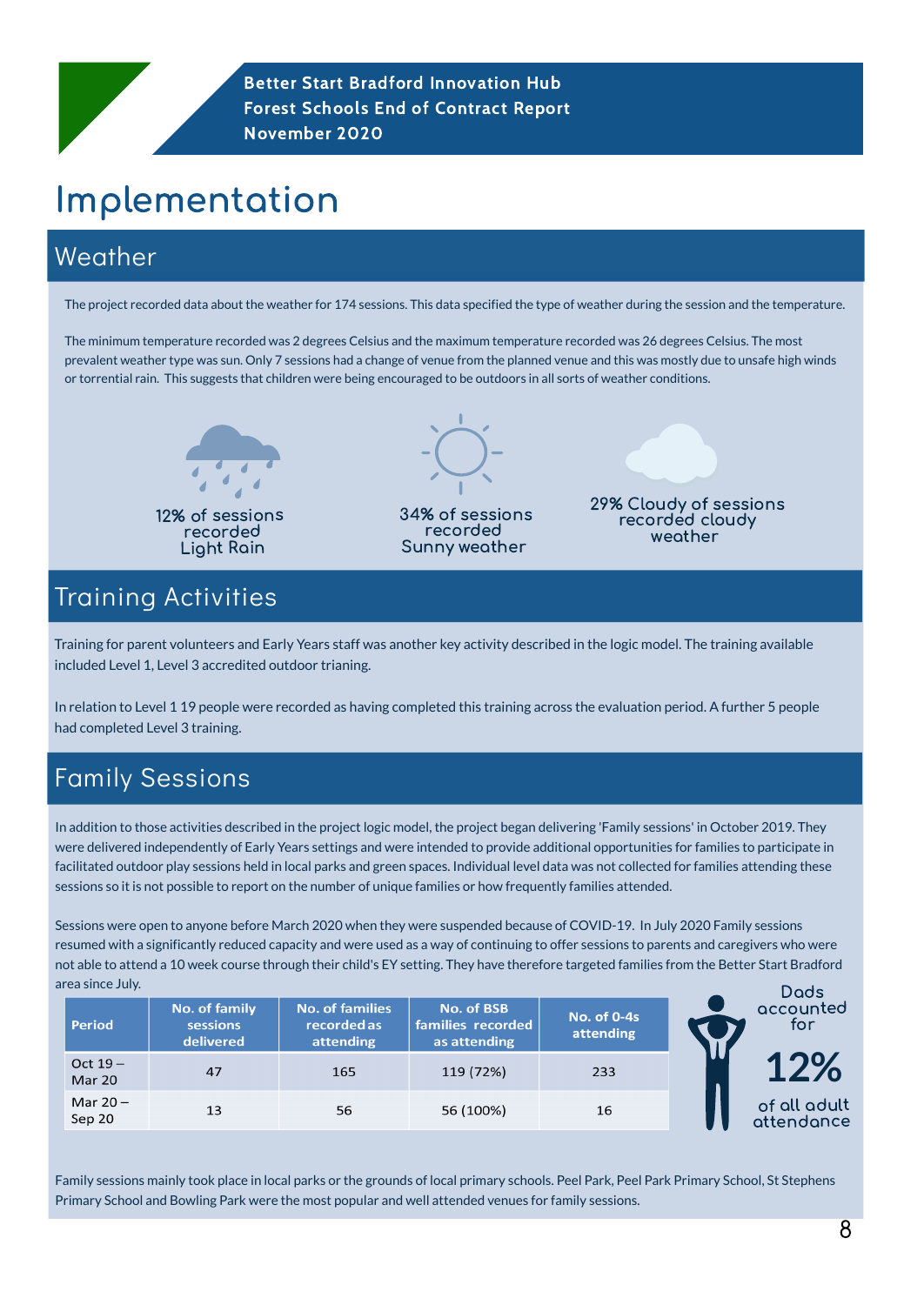# Implementation

## Weather

The project recorded data about the weather for 174 sessions. This data specified the type of weather during the session and the temperature.

The minimum temperature recorded was 2 degrees Celsius and the maximum temperature recorded was 26 degrees Celsius. The most prevalent weather type was sun. Only 7 sessions had a change of venue from the planned venue and this was mostly due to unsafe high winds or torrential rain. This suggests that children were being encouraged to be outdoors in all sorts of weather conditions.

12% of sessions recorded Light Rain

34% of sessions recorded Sunny weather

29% Cloudy of sessions recorded cloudy weather

## Training Activities

Training for parent volunteers and Early Years staff was another key activity described in the logic model. The training available included Level 1, Level 3 accredited outdoor trianing.

In relation to Level 1 19 people were recorded as having completed this training across the evaluation period. A further 5 people had completed Level 3 training.

## Family Sessions

In addition to those activities described in the project logic model, the project began delivering 'Family sessions' in October 2019. They were delivered independently of Early Years settings and were intended to provide additional opportunities for families to participate in facilitated outdoor play sessions held in local parks and green spaces. Individual level data was not collected for families attending these sessions so it is not possible to report on the number of unique families or how frequently families attended.

Sessions were open to anyone before March 2020 when they were suspended because of COVID-19. In July 2020 Family sessions resumed with a significantly reduced capacity and were used as a way of continuing to offer sessions to parents and caregivers who were not able to attend a 10 week course through their child's EY setting. They have therefore targeted families from the Better Start Bradford area since July.

| Period | No. of family sessions delivered | No. of families recorded as attending | No. of BSB families recorded as attending | No. of 0-4s attending |
|---|---|---|---|---|
| Oct 19 – Mar 20 | 47 | 165 | 119 (72%) | 233 |
| Mar 20 – Sep 20 | 13 | 56 | 56 (100%) | 16 |

Dads accounted for **12%** of all adult attendance

Family sessions mainly took place in local parks or the grounds of local primary schools. Peel Park, Peel Park Primary School, St Stephens Primary School and Bowling Park were the most popular and well attended venues for family sessions.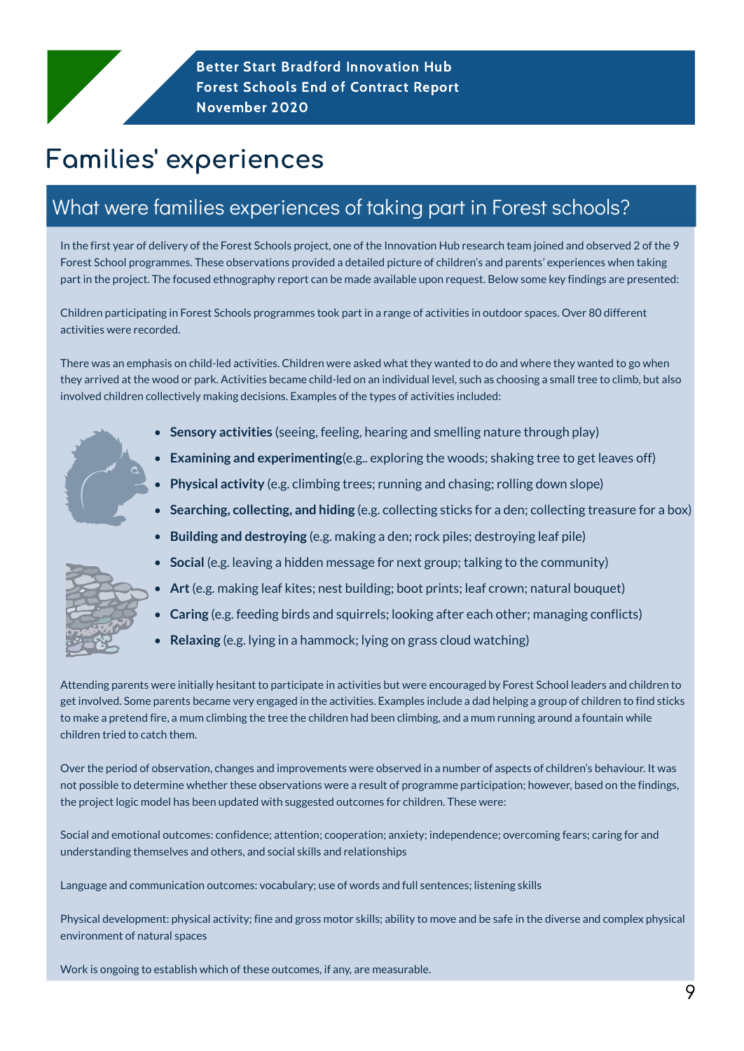# Families' experiences

## What were families experiences of taking part in Forest schools?

In the first year of delivery of the Forest Schools project, one of the Innovation Hub research team joined and observed 2 of the 9 Forest School programmes. These observations provided a detailed picture of children's and parents' experiences when taking part in the project. The focused ethnography report can be made available upon request. Below some key findings are presented:

Children participating in Forest Schools programmes took part in a range of activities in outdoor spaces. Over 80 different activities were recorded.

There was an emphasis on child-led activities. Children were asked what they wanted to do and where they wanted to go when they arrived at the wood or park. Activities became child-led on an individual level, such as choosing a small tree to climb, but also involved children collectively making decisions. Examples of the types of activities included:

- **Sensory activities** (seeing, feeling, hearing and smelling nature through play)
- **Examining and experimenting**(e.g.. exploring the woods; shaking tree to get leaves off)
- **Physical activity** (e.g. climbing trees; running and chasing; rolling down slope)
- **Searching, collecting, and hiding** (e.g. collecting sticks for a den; collecting treasure for a box)
- **Building and destroying** (e.g. making a den; rock piles; destroying leaf pile)
- **Social** (e.g. leaving a hidden message for next group; talking to the community)
- **Art** (e.g. making leaf kites; nest building; boot prints; leaf crown; natural bouquet)
- **Caring** (e.g. feeding birds and squirrels; looking after each other; managing conflicts)
- **Relaxing** (e.g. lying in a hammock; lying on grass cloud watching)

Attending parents were initially hesitant to participate in activities but were encouraged by Forest School leaders and children to get involved. Some parents became very engaged in the activities. Examples include a dad helping a group of children to find sticks to make a pretend fire, a mum climbing the tree the children had been climbing, and a mum running around a fountain while children tried to catch them.

Over the period of observation, changes and improvements were observed in a number of aspects of children's behaviour. It was not possible to determine whether these observations were a result of programme participation; however, based on the findings, the project logic model has been updated with suggested outcomes for children. These were:

Social and emotional outcomes: confidence; attention; cooperation; anxiety; independence; overcoming fears; caring for and understanding themselves and others, and social skills and relationships

Language and communication outcomes: vocabulary; use of words and full sentences; listening skills

Physical development: physical activity; fine and gross motor skills; ability to move and be safe in the diverse and complex physical environment of natural spaces

Work is ongoing to establish which of these outcomes, if any, are measurable.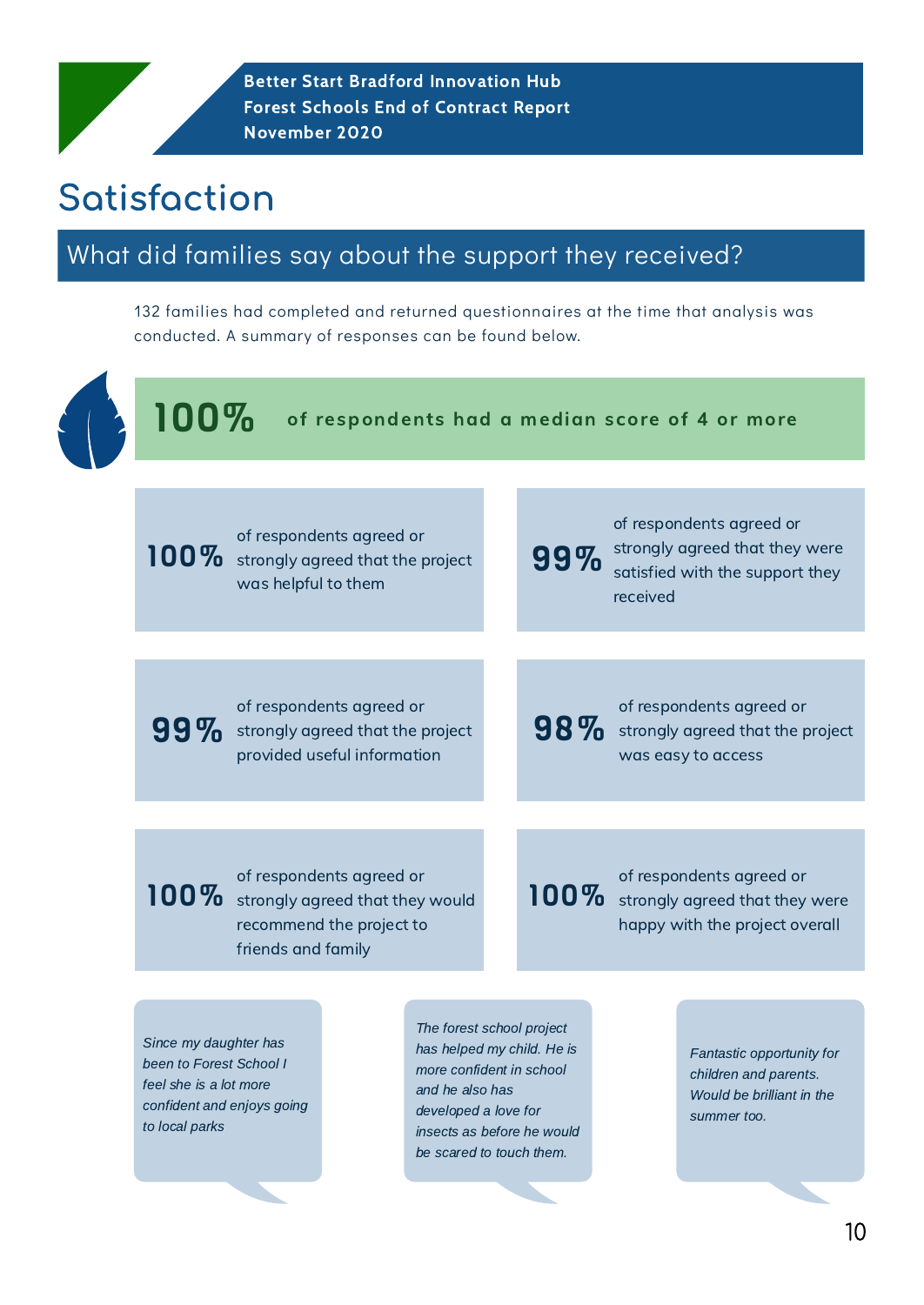# Satisfaction

## What did families say about the support they received?

132 families had completed and returned questionnaires at the time that analysis was conducted. A summary of responses can be found below.

**100%** of respondents had a median score of 4 or more

**100%** of respondents agreed or strongly agreed that the project was helpful to them

**99%** of respondents agreed or strongly agreed that they were satisfied with the support they received

**99%** of respondents agreed or strongly agreed that the project provided useful information

**98%** of respondents agreed or strongly agreed that the project was easy to access

**100%** of respondents agreed or strongly agreed that they would recommend the project to friends and family

**100%** of respondents agreed or strongly agreed that they were happy with the project overall

*Since my daughter has been to Forest School I feel she is a lot more confident and enjoys going to local parks*

*The forest school project has helped my child. He is more confident in school and he also has developed a love for insects as before he would be scared to touch them.*

*Fantastic opportunity for children and parents. Would be brilliant in the summer too.*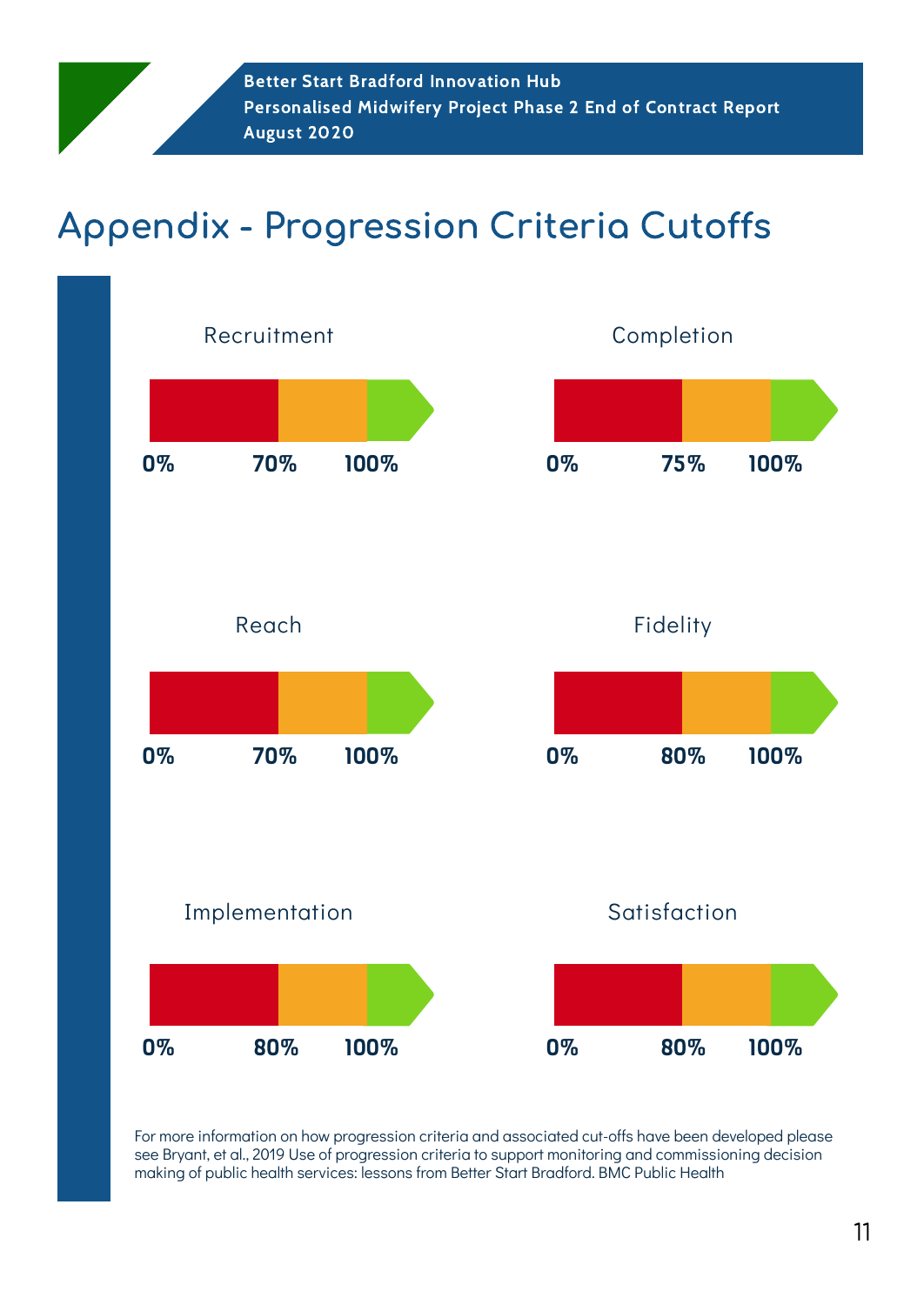# Appendix - Progression Criteria Cutoffs

Recruitment

0% 70% 100%

Completion

0% 75% 100%

Reach

0% 70% 100%

Fidelity

0% 80% 100%

Implementation

0% 80% 100%

Satisfaction

0% 80% 100%

For more information on how progression criteria and associated cut-offs have been developed please see Bryant, et al., 2019 Use of progression criteria to support monitoring and commissioning decision making of public health services: lessons from Better Start Bradford. BMC Public Health